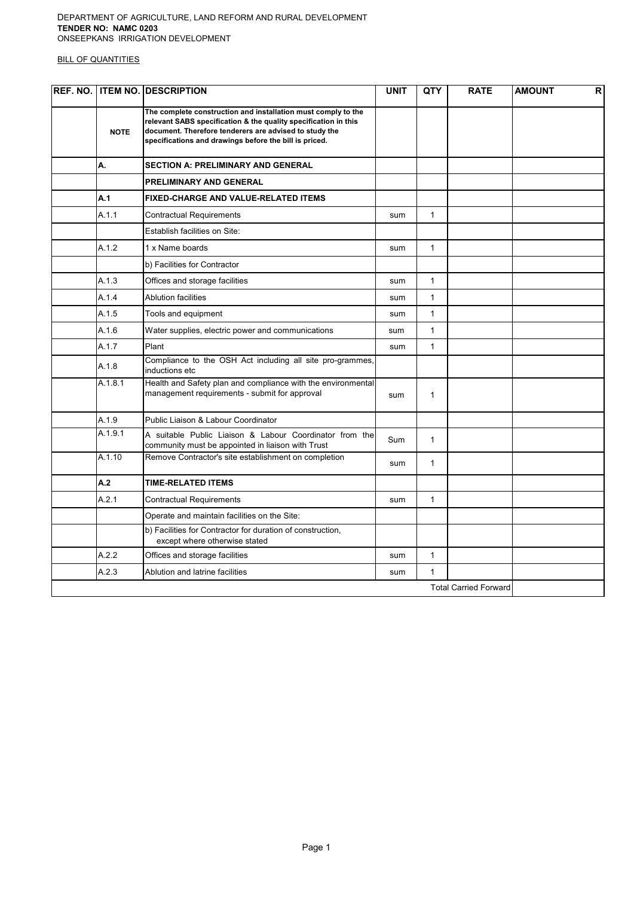DEPARTMENT OF AGRICULTURE, LAND REFORM AND RURAL DEVELOPMENT
**TENDER NO: NAMC 0203**
ONSEEPKANS IRRIGATION DEVELOPMENT

BILL OF QUANTITIES

| REF. NO. | ITEM NO. | DESCRIPTION | UNIT | QTY | RATE | AMOUNT R |
|---|---|---|---|---|---|---|
| | **NOTE** | **The complete construction and installation must comply to the relevant SABS specification & the quality specification in this document. Therefore tenderers are advised to study the specifications and drawings before the bill is priced.** | | | | |
| | **A.** | **SECTION A: PRELIMINARY AND GENERAL** | | | | |
| | | **PRELIMINARY AND GENERAL** | | | | |
| | **A.1** | **FIXED-CHARGE AND VALUE-RELATED ITEMS** | | | | |
| | A.1.1 | Contractual Requirements | sum | 1 | | |
| | | Establish facilities on Site: | | | | |
| | A.1.2 | 1 x Name boards | sum | 1 | | |
| | | b) Facilities for Contractor | | | | |
| | A.1.3 | Offices and storage facilities | sum | 1 | | |
| | A.1.4 | Ablution facilities | sum | 1 | | |
| | A.1.5 | Tools and equipment | sum | 1 | | |
| | A.1.6 | Water supplies, electric power and communications | sum | 1 | | |
| | A.1.7 | Plant | sum | 1 | | |
| | A.1.8 | Compliance to the OSH Act including all site pro-grammes, inductions etc | | | | |
| | A.1.8.1 | Health and Safety plan and compliance with the environmental management requirements - submit for approval | sum | 1 | | |
| | A.1.9 | Public Liaison & Labour Coordinator | | | | |
| | A.1.9.1 | A suitable Public Liaison & Labour Coordinator from the community must be appointed in liaison with Trust | Sum | 1 | | |
| | A.1.10 | Remove Contractor's site establishment on completion | sum | 1 | | |
| | **A.2** | **TIME-RELATED ITEMS** | | | | |
| | A.2.1 | Contractual Requirements | sum | 1 | | |
| | | Operate and maintain facilities on the Site: | | | | |
| | | b) Facilities for Contractor for duration of construction, except where otherwise stated | | | | |
| | A.2.2 | Offices and storage facilities | sum | 1 | | |
| | A.2.3 | Ablution and latrine facilities | sum | 1 | | |
| | | | | | Total Carried Forward | |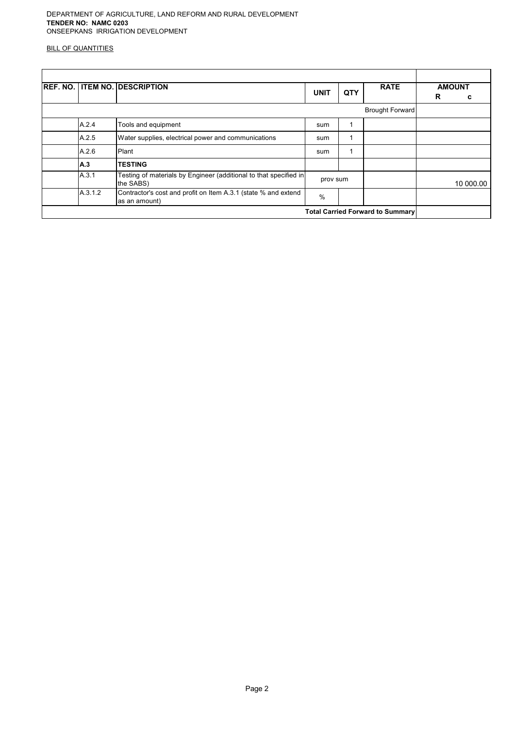DEPARTMENT OF AGRICULTURE, LAND REFORM AND RURAL DEVELOPMENT
**TENDER NO: NAMC 0203**
ONSEEPKANS IRRIGATION DEVELOPMENT

BILL OF QUANTITIES

| REF. NO. | ITEM NO. | DESCRIPTION | UNIT | QTY | RATE | AMOUNT R c |
|---|---|---|---|---|---|---|
| | | | | | Brought Forward | |
| | A.2.4 | Tools and equipment | sum | 1 | | |
| | A.2.5 | Water supplies, electrical power and communications | sum | 1 | | |
| | A.2.6 | Plant | sum | 1 | | |
| | **A.3** | **TESTING** | | | | |
| | A.3.1 | Testing of materials by Engineer (additional to that specified in the SABS) | prov sum | | | 10 000.00 |
| | A.3.1.2 | Contractor's cost and profit on Item A.3.1 (state % and extend as an amount) | % | | | |
| | | | | | **Total Carried Forward to Summary** | |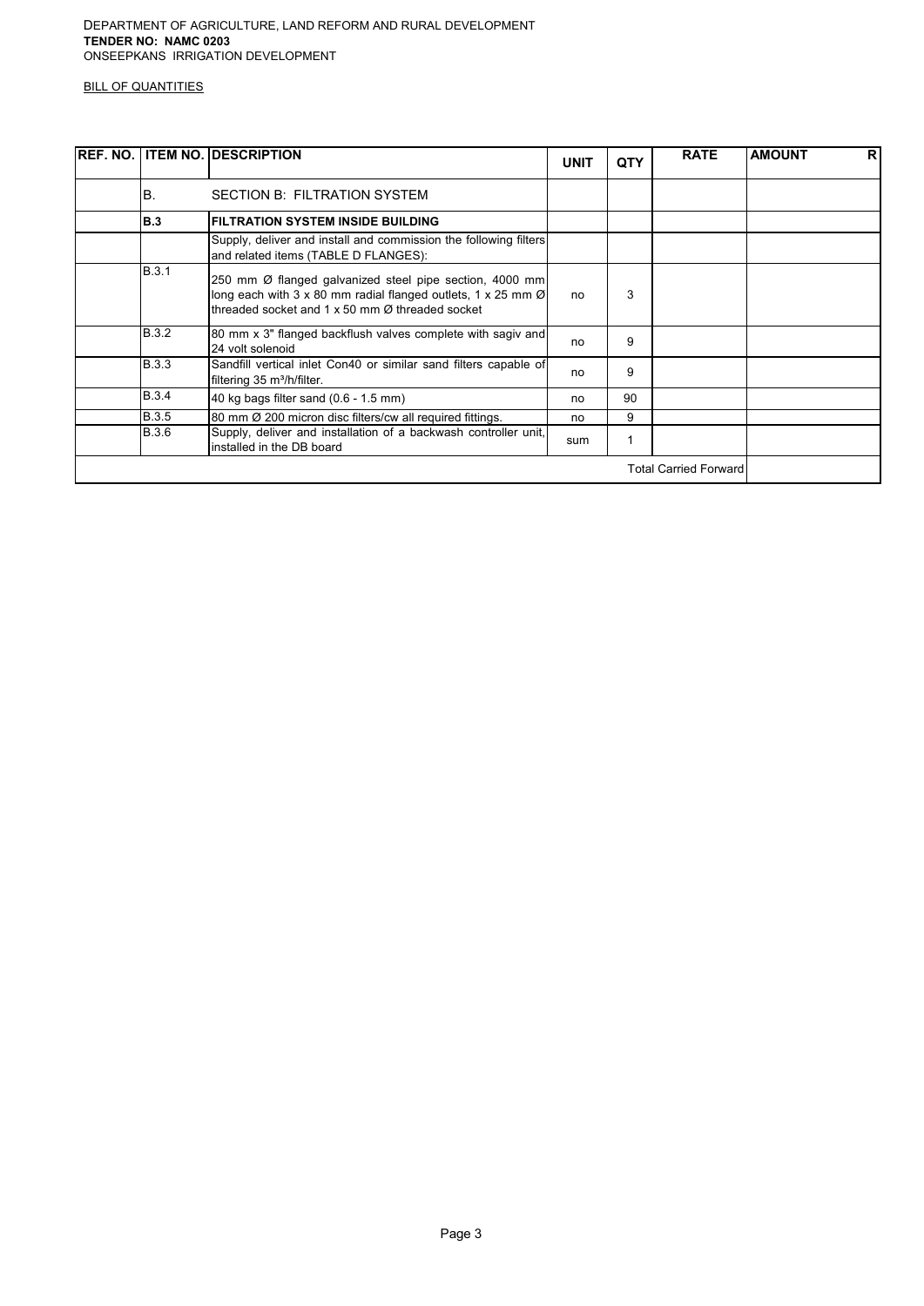DEPARTMENT OF AGRICULTURE, LAND REFORM AND RURAL DEVELOPMENT
**TENDER NO: NAMC 0203**
ONSEEPKANS IRRIGATION DEVELOPMENT

BILL OF QUANTITIES

| REF. NO. | ITEM NO. | DESCRIPTION | UNIT | QTY | RATE | AMOUNT R |
|---|---|---|---|---|---|---|
| | B. | SECTION B: FILTRATION SYSTEM | | | | |
| | **B.3** | **FILTRATION SYSTEM INSIDE BUILDING** | | | | |
| | | Supply, deliver and install and commission the following filters and related items (TABLE D FLANGES): | | | | |
| | B.3.1 | 250 mm Ø flanged galvanized steel pipe section, 4000 mm long each with 3 x 80 mm radial flanged outlets, 1 x 25 mm Ø threaded socket and 1 x 50 mm Ø threaded socket | no | 3 | | |
| | B.3.2 | 80 mm x 3" flanged backflush valves complete with sagiv and 24 volt solenoid | no | 9 | | |
| | B.3.3 | Sandfill vertical inlet Con40 or similar sand filters capable of filtering 35 m³/h/filter. | no | 9 | | |
| | B.3.4 | 40 kg bags filter sand (0.6 - 1.5 mm) | no | 90 | | |
| | B.3.5 | 80 mm Ø 200 micron disc filters/cw all required fittings. | no | 9 | | |
| | B.3.6 | Supply, deliver and installation of a backwash controller unit, installed in the DB board | sum | 1 | | |
| | | | | | Total Carried Forward | |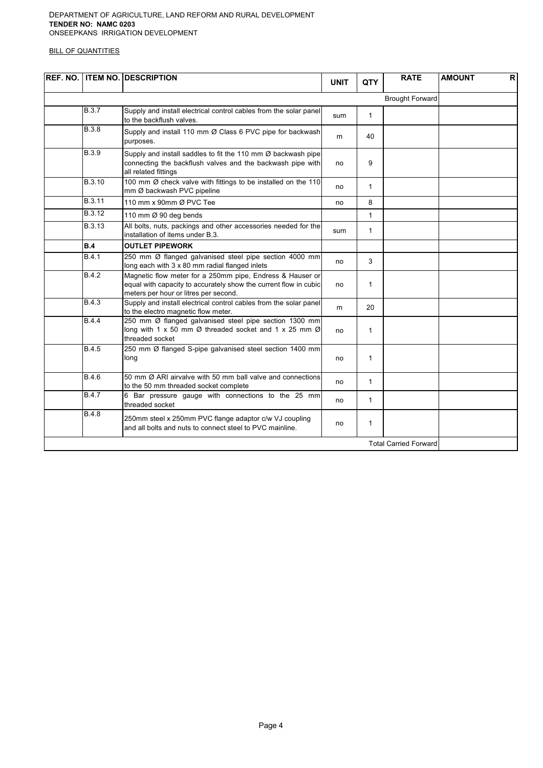DEPARTMENT OF AGRICULTURE, LAND REFORM AND RURAL DEVELOPMENT
**TENDER NO: NAMC 0203**
ONSEEPKANS IRRIGATION DEVELOPMENT

BILL OF QUANTITIES

| REF. NO. | ITEM NO. | DESCRIPTION | UNIT | QTY | RATE | AMOUNT R |
|---|---|---|---|---|---|---|
| | | | | | Brought Forward | |
| | B.3.7 | Supply and install electrical control cables from the solar panel to the backflush valves. | sum | 1 | | |
| | B.3.8 | Supply and install 110 mm Ø Class 6 PVC pipe for backwash purposes. | m | 40 | | |
| | B.3.9 | Supply and install saddles to fit the 110 mm Ø backwash pipe connecting the backflush valves and the backwash pipe with all related fittings | no | 9 | | |
| | B.3.10 | 100 mm Ø check valve with fittings to be installed on the 110 mm Ø backwash PVC pipeline | no | 1 | | |
| | B.3.11 | 110 mm x 90mm Ø PVC Tee | no | 8 | | |
| | B.3.12 | 110 mm Ø 90 deg bends | | 1 | | |
| | B.3.13 | All bolts, nuts, packings and other accessories needed for the installation of items under B.3. | sum | 1 | | |
| | **B.4** | **OUTLET PIPEWORK** | | | | |
| | B.4.1 | 250 mm Ø flanged galvanised steel pipe section 4000 mm long each with 3 x 80 mm radial flanged inlets | no | 3 | | |
| | B.4.2 | Magnetic flow meter for a 250mm pipe, Endress & Hauser or equal with capacity to accurately show the current flow in cubic meters per hour or litres per second. | no | 1 | | |
| | B.4.3 | Supply and install electrical control cables from the solar panel to the electro magnetic flow meter. | m | 20 | | |
| | B.4.4 | 250 mm Ø flanged galvanised steel pipe section 1300 mm long with 1 x 50 mm Ø threaded socket and 1 x 25 mm Ø threaded socket | no | 1 | | |
| | B.4.5 | 250 mm Ø flanged S-pipe galvanised steel section 1400 mm long | no | 1 | | |
| | B.4.6 | 50 mm Ø ARI airvalve with 50 mm ball valve and connections to the 50 mm threaded socket complete | no | 1 | | |
| | B.4.7 | 6 Bar pressure gauge with connections to the 25 mm threaded socket | no | 1 | | |
| | B.4.8 | 250mm steel x 250mm PVC flange adaptor c/w VJ coupling and all bolts and nuts to connect steel to PVC mainline. | no | 1 | | |
| | | | | | Total Carried Forward | |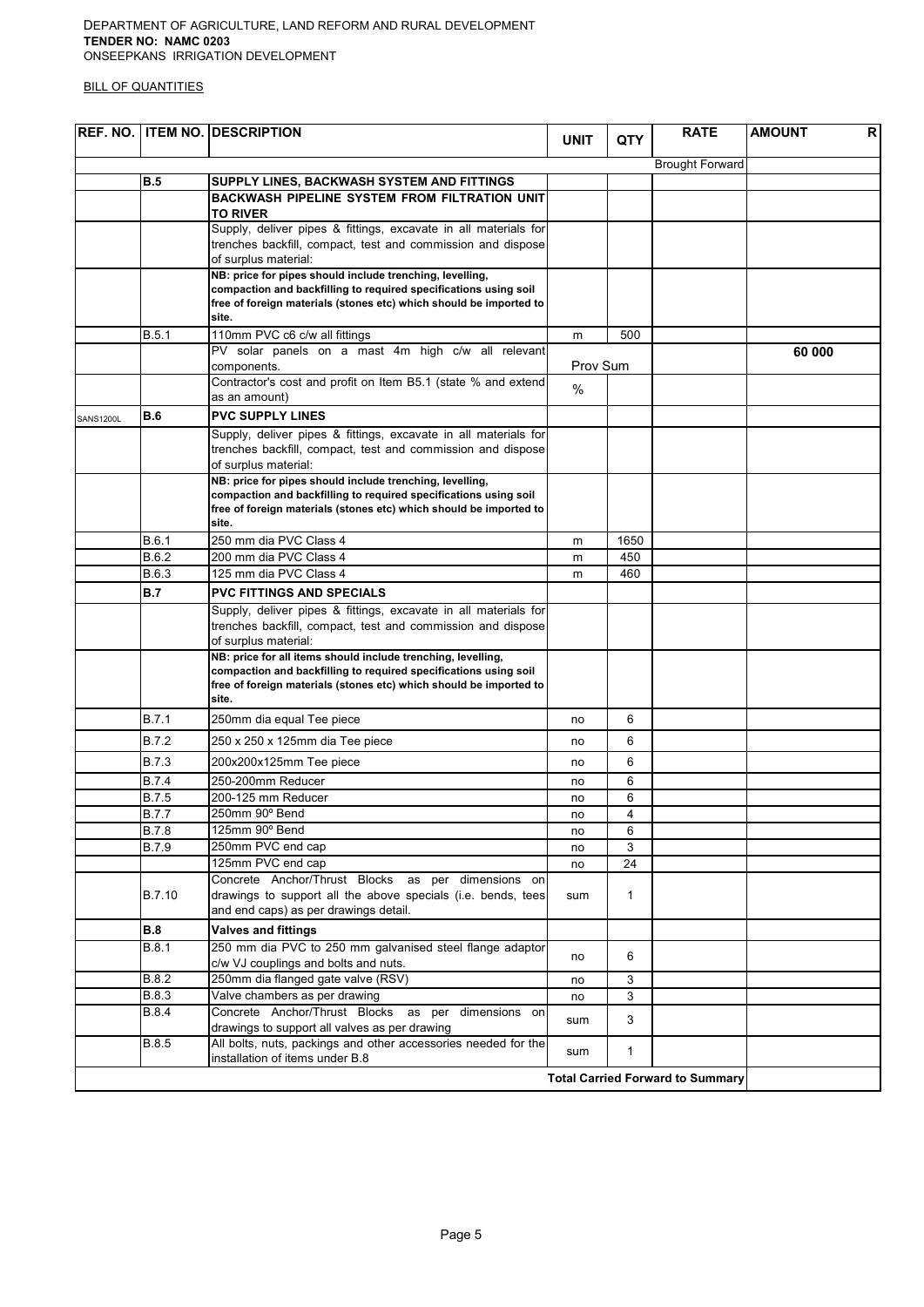DEPARTMENT OF AGRICULTURE, LAND REFORM AND RURAL DEVELOPMENT
**TENDER NO: NAMC 0203**
ONSEEPKANS IRRIGATION DEVELOPMENT

BILL OF QUANTITIES

| REF. NO. | ITEM NO. | DESCRIPTION | UNIT | QTY | RATE | AMOUNT R |
|---|---|---|---|---|---|---|
| | | | | | Brought Forward | |
| | **B.5** | **SUPPLY LINES, BACKWASH SYSTEM AND FITTINGS** | | | | |
| | | **BACKWASH PIPELINE SYSTEM FROM FILTRATION UNIT TO RIVER** | | | | |
| | | Supply, deliver pipes & fittings, excavate in all materials for trenches backfill, compact, test and commission and dispose of surplus material: | | | | |
| | | **NB: price for pipes should include trenching, levelling, compaction and backfilling to required specifications using soil free of foreign materials (stones etc) which should be imported to site.** | | | | |
| | B.5.1 | 110mm PVC c6 c/w all fittings | m | 500 | | |
| | | PV solar panels on a mast 4m high c/w all relevant components. | Prov Sum | | | **60 000** |
| | | Contractor's cost and profit on Item B5.1 (state % and extend as an amount) | % | | | |
| SANS1200L | **B.6** | **PVC SUPPLY LINES** | | | | |
| | | Supply, deliver pipes & fittings, excavate in all materials for trenches backfill, compact, test and commission and dispose of surplus material: | | | | |
| | | **NB: price for pipes should include trenching, levelling, compaction and backfilling to required specifications using soil free of foreign materials (stones etc) which should be imported to site.** | | | | |
| | B.6.1 | 250 mm dia PVC Class 4 | m | 1650 | | |
| | B.6.2 | 200 mm dia PVC Class 4 | m | 450 | | |
| | B.6.3 | 125 mm dia PVC Class 4 | m | 460 | | |
| | **B.7** | **PVC FITTINGS AND SPECIALS** | | | | |
| | | Supply, deliver pipes & fittings, excavate in all materials for trenches backfill, compact, test and commission and dispose of surplus material: | | | | |
| | | **NB: price for all items should include trenching, levelling, compaction and backfilling to required specifications using soil free of foreign materials (stones etc) which should be imported to site.** | | | | |
| | B.7.1 | 250mm dia equal Tee piece | no | 6 | | |
| | B.7.2 | 250 x 250 x 125mm dia Tee piece | no | 6 | | |
| | B.7.3 | 200x200x125mm Tee piece | no | 6 | | |
| | B.7.4 | 250-200mm Reducer | no | 6 | | |
| | B.7.5 | 200-125 mm Reducer | no | 6 | | |
| | B.7.7 | 250mm 90º Bend | no | 4 | | |
| | B.7.8 | 125mm 90º Bend | no | 6 | | |
| | B.7.9 | 250mm PVC end cap | no | 3 | | |
| | | 125mm PVC end cap | no | 24 | | |
| | B.7.10 | Concrete Anchor/Thrust Blocks as per dimensions on drawings to support all the above specials (i.e. bends, tees and end caps) as per drawings detail. | sum | 1 | | |
| | **B.8** | **Valves and fittings** | | | | |
| | B.8.1 | 250 mm dia PVC to 250 mm galvanised steel flange adaptor c/w VJ couplings and bolts and nuts. | no | 6 | | |
| | B.8.2 | 250mm dia flanged gate valve (RSV) | no | 3 | | |
| | B.8.3 | Valve chambers as per drawing | no | 3 | | |
| | B.8.4 | Concrete Anchor/Thrust Blocks as per dimensions on drawings to support all valves as per drawing | sum | 3 | | |
| | B.8.5 | All bolts, nuts, packings and other accessories needed for the installation of items under B.8 | sum | 1 | | |
| | | | | | **Total Carried Forward to Summary** | |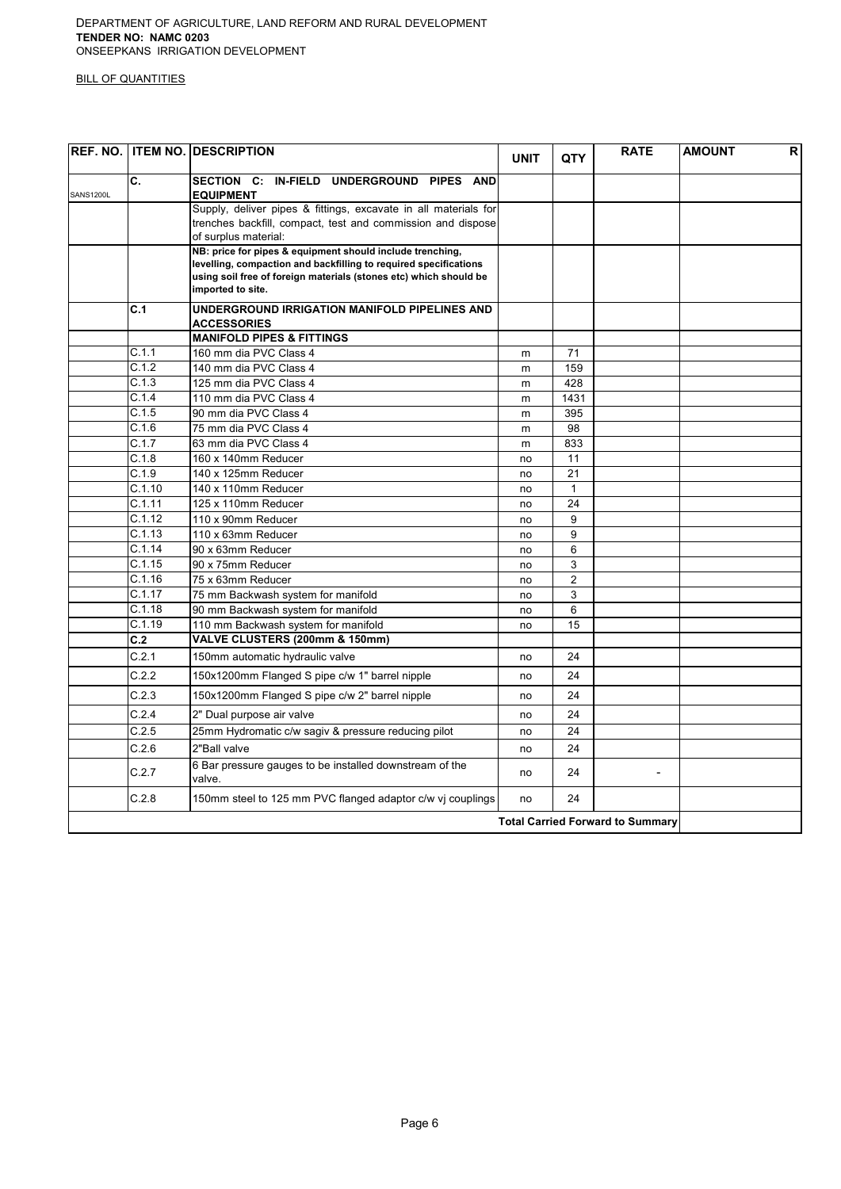DEPARTMENT OF AGRICULTURE, LAND REFORM AND RURAL DEVELOPMENT
**TENDER NO: NAMC 0203**
ONSEEPKANS IRRIGATION DEVELOPMENT

BILL OF QUANTITIES

| REF. NO. | ITEM NO. | DESCRIPTION | UNIT | QTY | RATE | AMOUNT R |
|---|---|---|---|---|---|---|
| SANS1200L | **C.** | **SECTION C: IN-FIELD UNDERGROUND PIPES AND EQUIPMENT** | | | | |
| | | Supply, deliver pipes & fittings, excavate in all materials for trenches backfill, compact, test and commission and dispose of surplus material: | | | | |
| | | **NB: price for pipes & equipment should include trenching, levelling, compaction and backfilling to required specifications using soil free of foreign materials (stones etc) which should be imported to site.** | | | | |
| | **C.1** | **UNDERGROUND IRRIGATION MANIFOLD PIPELINES AND ACCESSORIES** | | | | |
| | | **MANIFOLD PIPES & FITTINGS** | | | | |
| | C.1.1 | 160 mm dia PVC Class 4 | m | 71 | | |
| | C.1.2 | 140 mm dia PVC Class 4 | m | 159 | | |
| | C.1.3 | 125 mm dia PVC Class 4 | m | 428 | | |
| | C.1.4 | 110 mm dia PVC Class 4 | m | 1431 | | |
| | C.1.5 | 90 mm dia PVC Class 4 | m | 395 | | |
| | C.1.6 | 75 mm dia PVC Class 4 | m | 98 | | |
| | C.1.7 | 63 mm dia PVC Class 4 | m | 833 | | |
| | C.1.8 | 160 x 140mm Reducer | no | 11 | | |
| | C.1.9 | 140 x 125mm Reducer | no | 21 | | |
| | C.1.10 | 140 x 110mm Reducer | no | 1 | | |
| | C.1.11 | 125 x 110mm Reducer | no | 24 | | |
| | C.1.12 | 110 x 90mm Reducer | no | 9 | | |
| | C.1.13 | 110 x 63mm Reducer | no | 9 | | |
| | C.1.14 | 90 x 63mm Reducer | no | 6 | | |
| | C.1.15 | 90 x 75mm Reducer | no | 3 | | |
| | C.1.16 | 75 x 63mm Reducer | no | 2 | | |
| | C.1.17 | 75 mm Backwash system for manifold | no | 3 | | |
| | C.1.18 | 90 mm Backwash system for manifold | no | 6 | | |
| | C.1.19 | 110 mm Backwash system for manifold | no | 15 | | |
| | **C.2** | **VALVE CLUSTERS (200mm & 150mm)** | | | | |
| | C.2.1 | 150mm automatic hydraulic valve | no | 24 | | |
| | C.2.2 | 150x1200mm Flanged S pipe c/w 1" barrel nipple | no | 24 | | |
| | C.2.3 | 150x1200mm Flanged S pipe c/w 2" barrel nipple | no | 24 | | |
| | C.2.4 | 2" Dual purpose air valve | no | 24 | | |
| | C.2.5 | 25mm Hydromatic c/w sagiv & pressure reducing pilot | no | 24 | | |
| | C.2.6 | 2"Ball valve | no | 24 | | |
| | C.2.7 | 6 Bar pressure gauges to be installed downstream of the valve. | no | 24 | - | |
| | C.2.8 | 150mm steel to 125 mm PVC flanged adaptor c/w vj couplings | no | 24 | | |
| | | | | | **Total Carried Forward to Summary** | |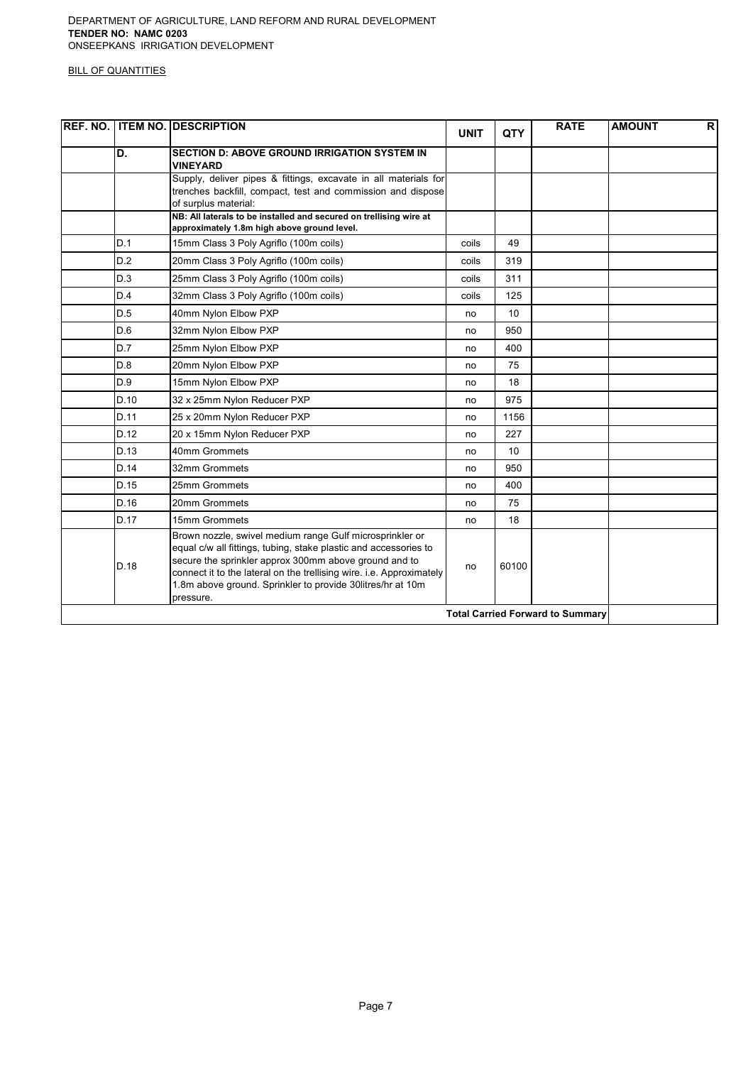DEPARTMENT OF AGRICULTURE, LAND REFORM AND RURAL DEVELOPMENT
**TENDER NO: NAMC 0203**
ONSEEPKANS IRRIGATION DEVELOPMENT

BILL OF QUANTITIES

| REF. NO. | ITEM NO. | DESCRIPTION | UNIT | QTY | RATE | AMOUNT R |
|---|---|---|---|---|---|---|
| | **D.** | **SECTION D: ABOVE GROUND IRRIGATION SYSTEM IN VINEYARD** | | | | |
| | | Supply, deliver pipes & fittings, excavate in all materials for trenches backfill, compact, test and commission and dispose of surplus material: | | | | |
| | | **NB: All laterals to be installed and secured on trellising wire at approximately 1.8m high above ground level.** | | | | |
| | D.1 | 15mm Class 3 Poly Agriflo (100m coils) | coils | 49 | | |
| | D.2 | 20mm Class 3 Poly Agriflo (100m coils) | coils | 319 | | |
| | D.3 | 25mm Class 3 Poly Agriflo (100m coils) | coils | 311 | | |
| | D.4 | 32mm Class 3 Poly Agriflo (100m coils) | coils | 125 | | |
| | D.5 | 40mm Nylon Elbow PXP | no | 10 | | |
| | D.6 | 32mm Nylon Elbow PXP | no | 950 | | |
| | D.7 | 25mm Nylon Elbow PXP | no | 400 | | |
| | D.8 | 20mm Nylon Elbow PXP | no | 75 | | |
| | D.9 | 15mm Nylon Elbow PXP | no | 18 | | |
| | D.10 | 32 x 25mm Nylon Reducer PXP | no | 975 | | |
| | D.11 | 25 x 20mm Nylon Reducer PXP | no | 1156 | | |
| | D.12 | 20 x 15mm Nylon Reducer PXP | no | 227 | | |
| | D.13 | 40mm Grommets | no | 10 | | |
| | D.14 | 32mm Grommets | no | 950 | | |
| | D.15 | 25mm Grommets | no | 400 | | |
| | D.16 | 20mm Grommets | no | 75 | | |
| | D.17 | 15mm Grommets | no | 18 | | |
| | D.18 | Brown nozzle, swivel medium range Gulf microsprinkler or equal c/w all fittings, tubing, stake plastic and accessories to secure the sprinkler approx 300mm above ground and to connect it to the lateral on the trellising wire. i.e. Approximately 1.8m above ground. Sprinkler to provide 30litres/hr at 10m pressure. | no | 60100 | | |
| | | | | | **Total Carried Forward to Summary** | |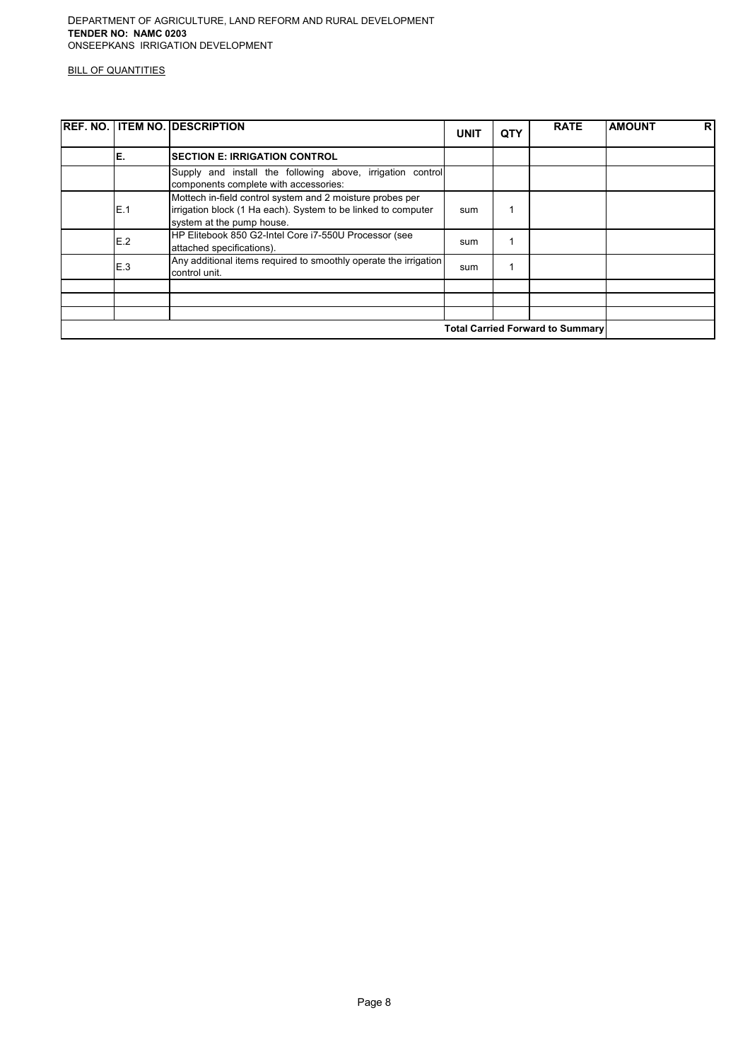DEPARTMENT OF AGRICULTURE, LAND REFORM AND RURAL DEVELOPMENT
**TENDER NO: NAMC 0203**
ONSEEPKANS IRRIGATION DEVELOPMENT

BILL OF QUANTITIES

| REF. NO. | ITEM NO. | DESCRIPTION | UNIT | QTY | RATE | AMOUNT R |
|---|---|---|---|---|---|---|
| | E. | **SECTION E: IRRIGATION CONTROL** | | | | |
| | | Supply and install the following above, irrigation control components complete with accessories: | | | | |
| | E.1 | Mottech in-field control system and 2 moisture probes per irrigation block (1 Ha each). System to be linked to computer system at the pump house. | sum | 1 | | |
| | E.2 | HP Elitebook 850 G2-Intel Core i7-550U Processor (see attached specifications). | sum | 1 | | |
| | E.3 | Any additional items required to smoothly operate the irrigation control unit. | sum | 1 | | |
| | | | | | | |
| | | | | | | |
| | | | | | | |
| | | | | | **Total Carried Forward to Summary** | |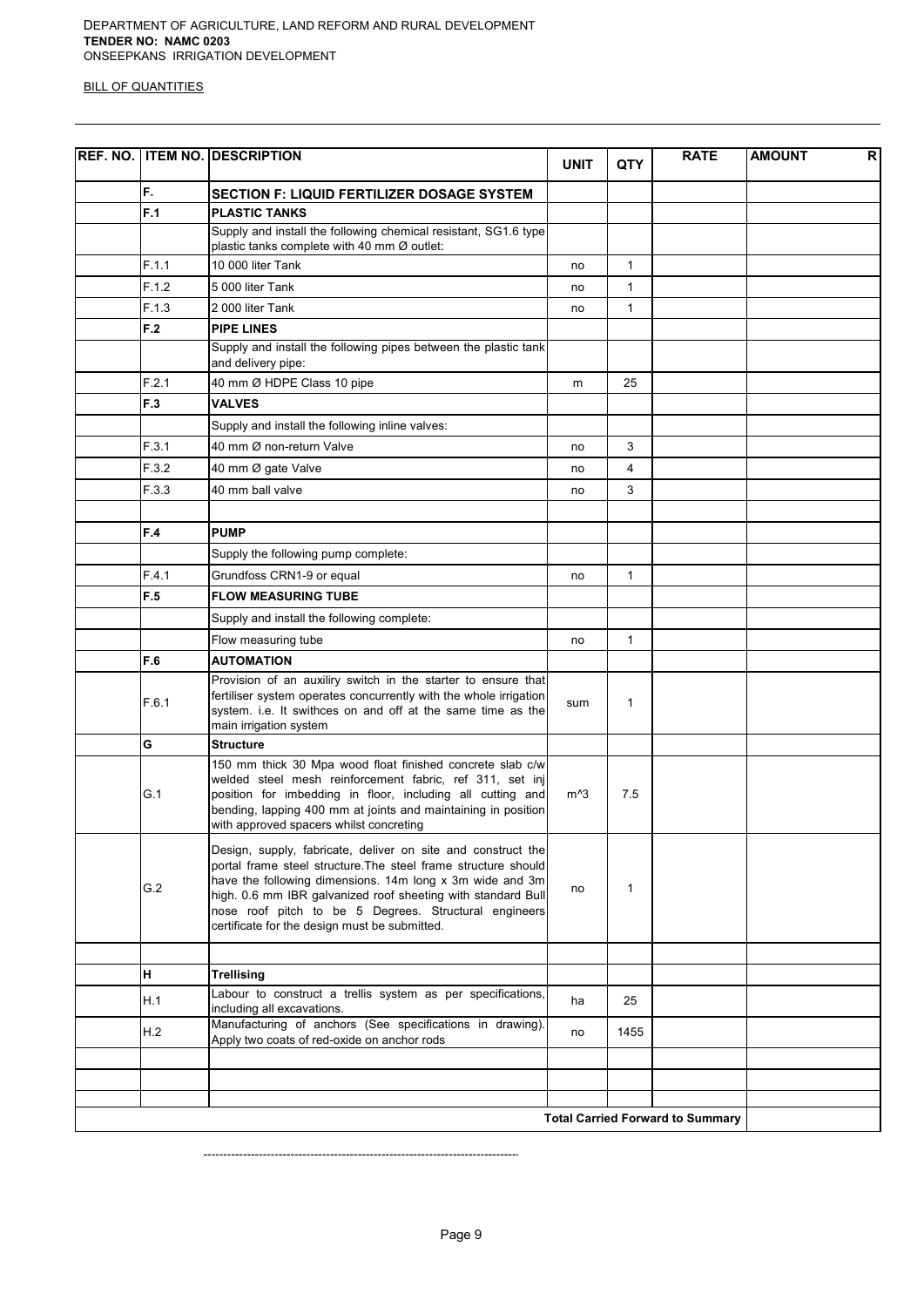DEPARTMENT OF AGRICULTURE, LAND REFORM AND RURAL DEVELOPMENT
**TENDER NO: NAMC 0203**
ONSEEPKANS IRRIGATION DEVELOPMENT

BILL OF QUANTITIES

| REF. NO. | ITEM NO. | DESCRIPTION | UNIT | QTY | RATE | AMOUNT R |
|---|---|---|---|---|---|---|
| | **F.** | **SECTION F: LIQUID FERTILIZER DOSAGE SYSTEM** | | | | |
| | **F.1** | **PLASTIC TANKS** | | | | |
| | | Supply and install the following chemical resistant, SG1.6 type plastic tanks complete with 40 mm Ø outlet: | | | | |
| | F.1.1 | 10 000 liter Tank | no | 1 | | |
| | F.1.2 | 5 000 liter Tank | no | 1 | | |
| | F.1.3 | 2 000 liter Tank | no | 1 | | |
| | **F.2** | **PIPE LINES** | | | | |
| | | Supply and install the following pipes between the plastic tank and delivery pipe: | | | | |
| | F.2.1 | 40 mm Ø HDPE Class 10 pipe | m | 25 | | |
| | **F.3** | **VALVES** | | | | |
| | | Supply and install the following inline valves: | | | | |
| | F.3.1 | 40 mm Ø non-return Valve | no | 3 | | |
| | F.3.2 | 40 mm Ø gate Valve | no | 4 | | |
| | F.3.3 | 40 mm ball valve | no | 3 | | |
| | | | | | | |
| | **F.4** | **PUMP** | | | | |
| | | Supply the following pump complete: | | | | |
| | F.4.1 | Grundfoss CRN1-9 or equal | no | 1 | | |
| | **F.5** | **FLOW MEASURING TUBE** | | | | |
| | | Supply and install the following complete: | | | | |
| | | Flow measuring tube | no | 1 | | |
| | **F.6** | **AUTOMATION** | | | | |
| | F.6.1 | Provision of an auxiliry switch in the starter to ensure that fertiliser system operates concurrently with the whole irrigation system. i.e. It swithces on and off at the same time as the main irrigation system | sum | 1 | | |
| | **G** | **Structure** | | | | |
| | G.1 | 150 mm thick 30 Mpa wood float finished concrete slab c/w welded steel mesh reinforcement fabric, ref 311, set inj position for imbedding in floor, including all cutting and bending, lapping 400 mm at joints and maintaining in position with approved spacers whilst concreting | m^3 | 7.5 | | |
| | G.2 | Design, supply, fabricate, deliver on site and construct the portal frame steel structure.The steel frame structure should have the following dimensions. 14m long x 3m wide and 3m high. 0.6 mm IBR galvanized roof sheeting with standard Bull nose roof pitch to be 5 Degrees. Structural engineers certificate for the design must be submitted. | no | 1 | | |
| | | | | | | |
| | **H** | **Trellising** | | | | |
| | H.1 | Labour to construct a trellis system as per specifications, including all excavations. | ha | 25 | | |
| | H.2 | Manufacturing of anchors (See specifications in drawing). Apply two coats of red-oxide on anchor rods | no | 1455 | | |
| | | | | | | |
| | | | | | | |
| | | | | | | |
| | | | | | **Total Carried Forward to Summary** | |